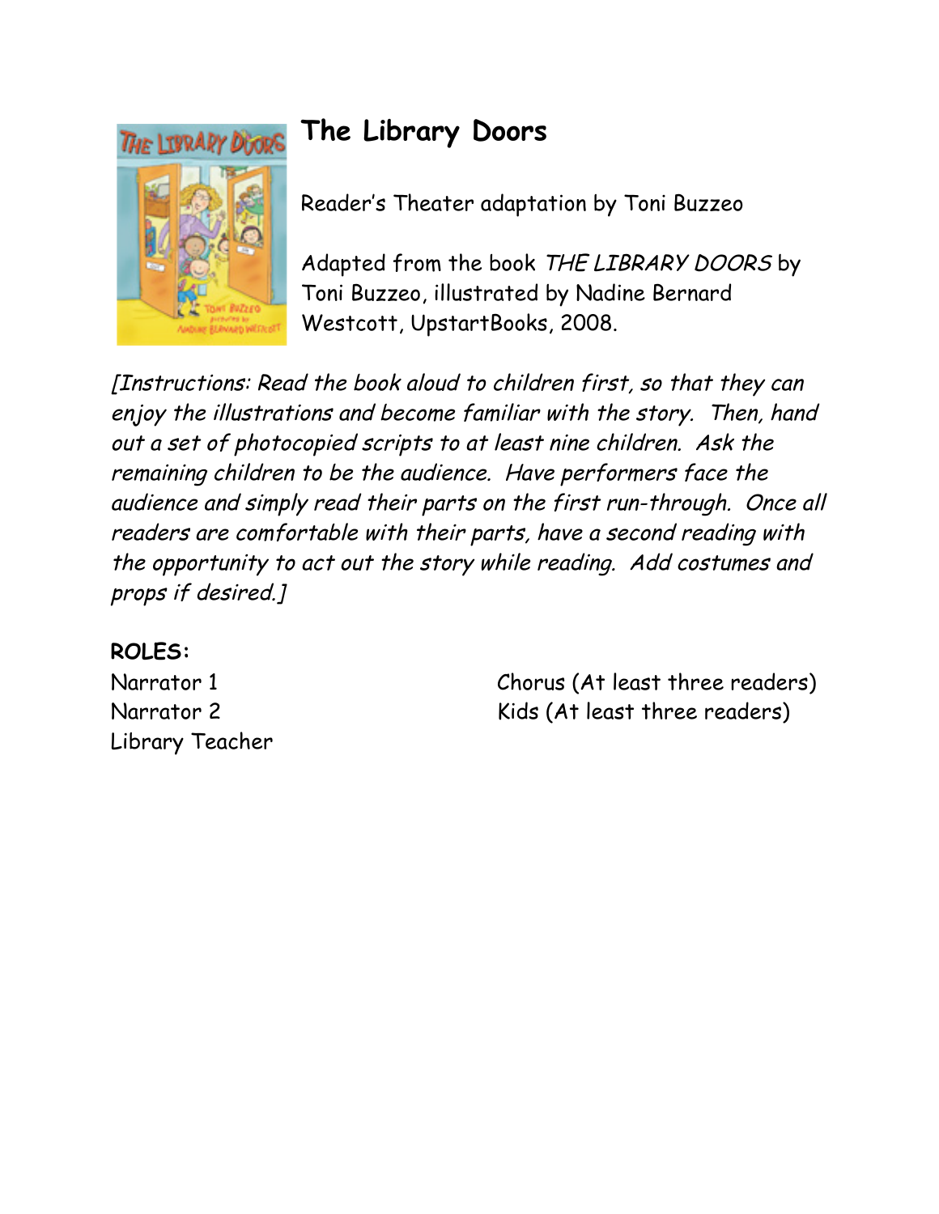# The Library Doors

Reader's Theater adaptation by Toni Buzzeo

Adapted from the book *THE LIBRARY DOORS* by Toni Buzzeo, illustrated by Nadine Bernard Westcott, UpstartBooks, 2008.

*[Instructions: Read the book aloud to children first, so that they can enjoy the illustrations and become familiar with the story. Then, hand out a set of photocopied scripts to at least nine children. Ask the remaining children to be the audience. Have performers face the audience and simply read their parts on the first run-through. Once all readers are comfortable with their parts, have a second reading with the opportunity to act out the story while reading. Add costumes and props if desired.]*

**ROLES:**

Narrator 1
Narrator 2
Library Teacher
Chorus (At least three readers)
Kids (At least three readers)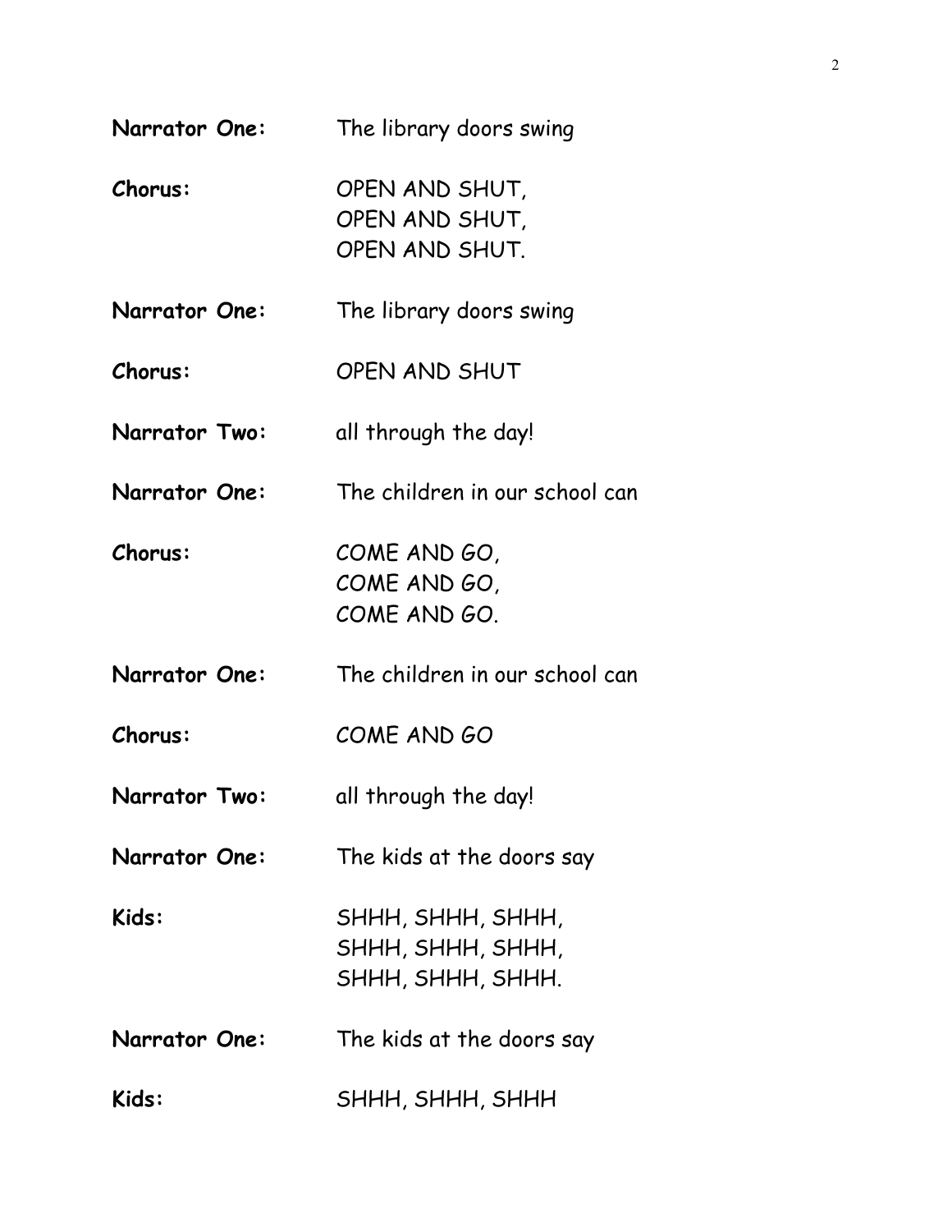**Narrator One:** The library doors swing

**Chorus:** OPEN AND SHUT,
OPEN AND SHUT,
OPEN AND SHUT.

**Narrator One:** The library doors swing

**Chorus:** OPEN AND SHUT

**Narrator Two:** all through the day!

**Narrator One:** The children in our school can

**Chorus:** COME AND GO,
COME AND GO,
COME AND GO.

**Narrator One:** The children in our school can

**Chorus:** COME AND GO

**Narrator Two:** all through the day!

**Narrator One:** The kids at the doors say

**Kids:** SHHH, SHHH, SHHH,
SHHH, SHHH, SHHH,
SHHH, SHHH, SHHH.

**Narrator One:** The kids at the doors say

**Kids:** SHHH, SHHH, SHHH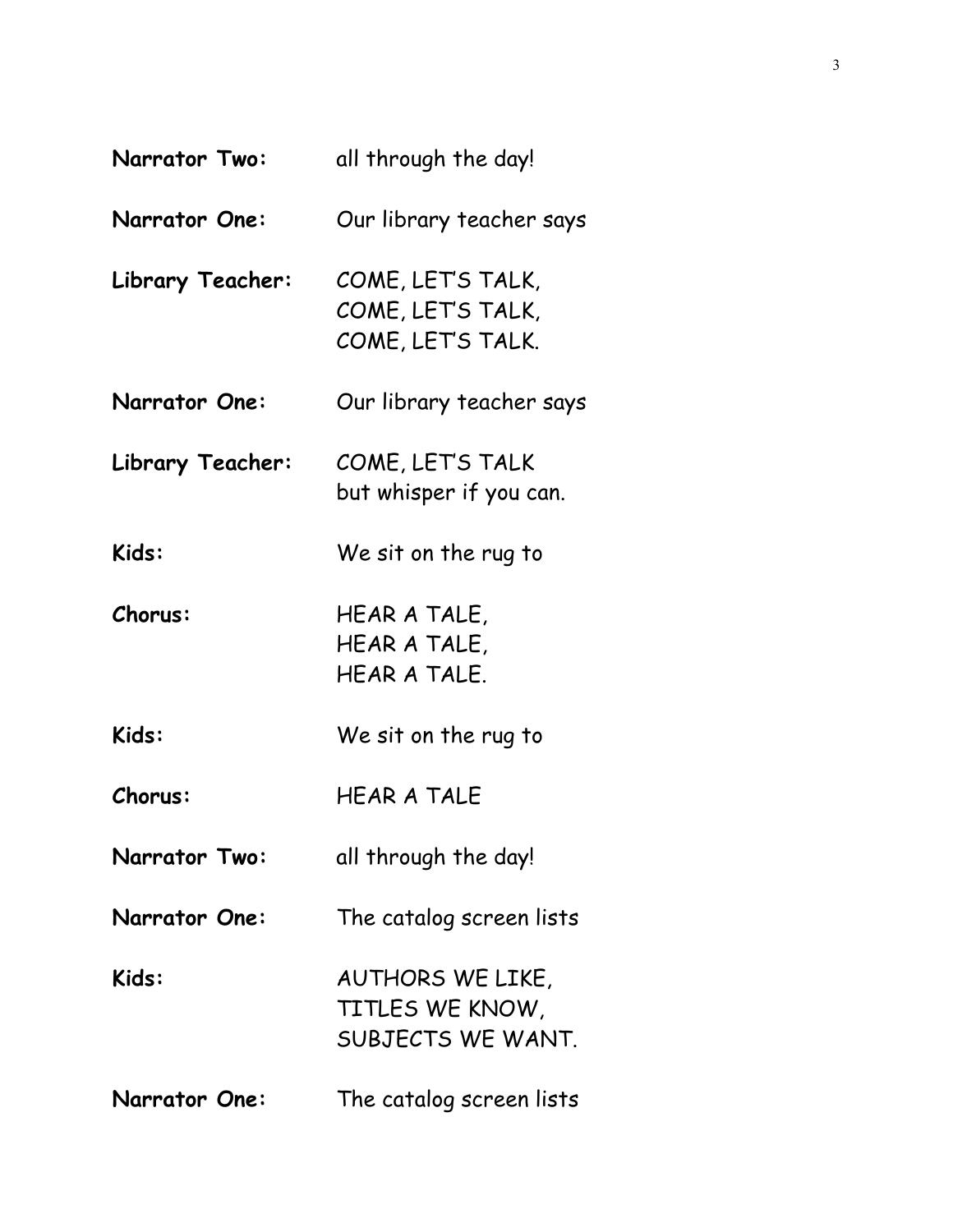**Narrator Two:** all through the day!

**Narrator One:** Our library teacher says

**Library Teacher:** COME, LET'S TALK,
COME, LET'S TALK,
COME, LET'S TALK.

**Narrator One:** Our library teacher says

**Library Teacher:** COME, LET'S TALK
but whisper if you can.

**Kids:** We sit on the rug to

**Chorus:** HEAR A TALE,
HEAR A TALE,
HEAR A TALE.

**Kids:** We sit on the rug to

**Chorus:** HEAR A TALE

**Narrator Two:** all through the day!

**Narrator One:** The catalog screen lists

**Kids:** AUTHORS WE LIKE,
TITLES WE KNOW,
SUBJECTS WE WANT.

**Narrator One:** The catalog screen lists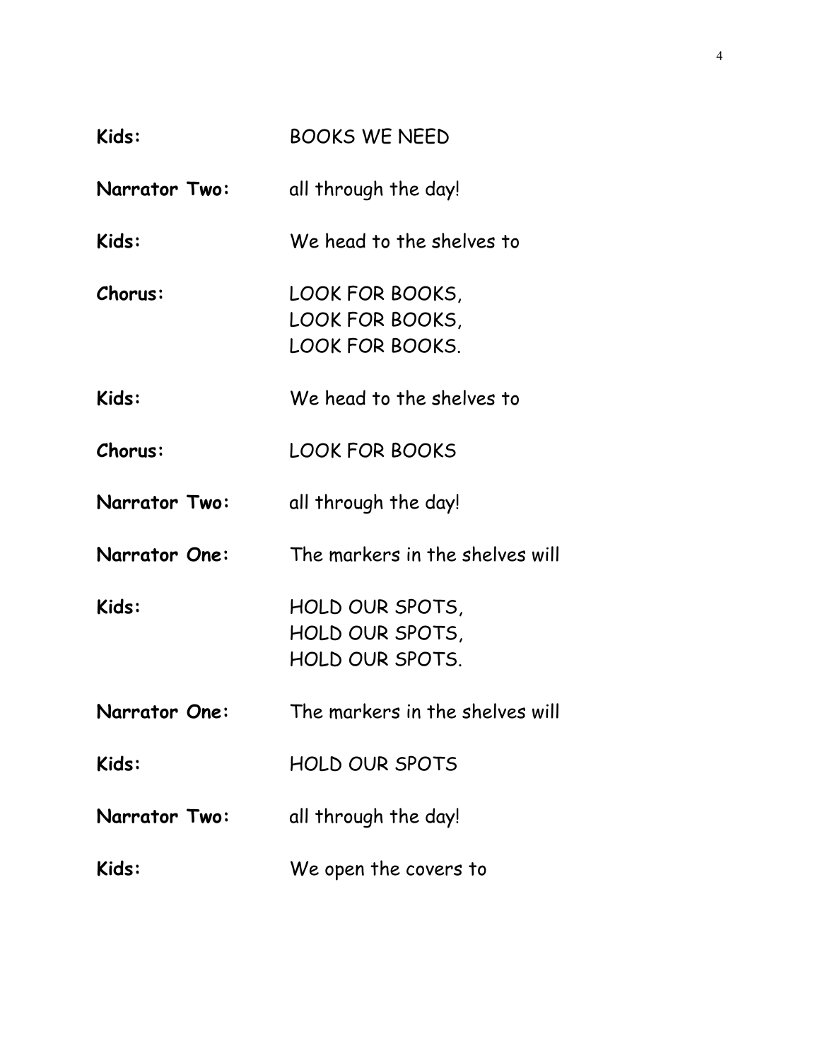**Kids:** BOOKS WE NEED

**Narrator Two:** all through the day!

**Kids:** We head to the shelves to

**Chorus:** LOOK FOR BOOKS,
LOOK FOR BOOKS,
LOOK FOR BOOKS.

**Kids:** We head to the shelves to

**Chorus:** LOOK FOR BOOKS

**Narrator Two:** all through the day!

**Narrator One:** The markers in the shelves will

**Kids:** HOLD OUR SPOTS,
HOLD OUR SPOTS,
HOLD OUR SPOTS.

**Narrator One:** The markers in the shelves will

**Kids:** HOLD OUR SPOTS

**Narrator Two:** all through the day!

**Kids:** We open the covers to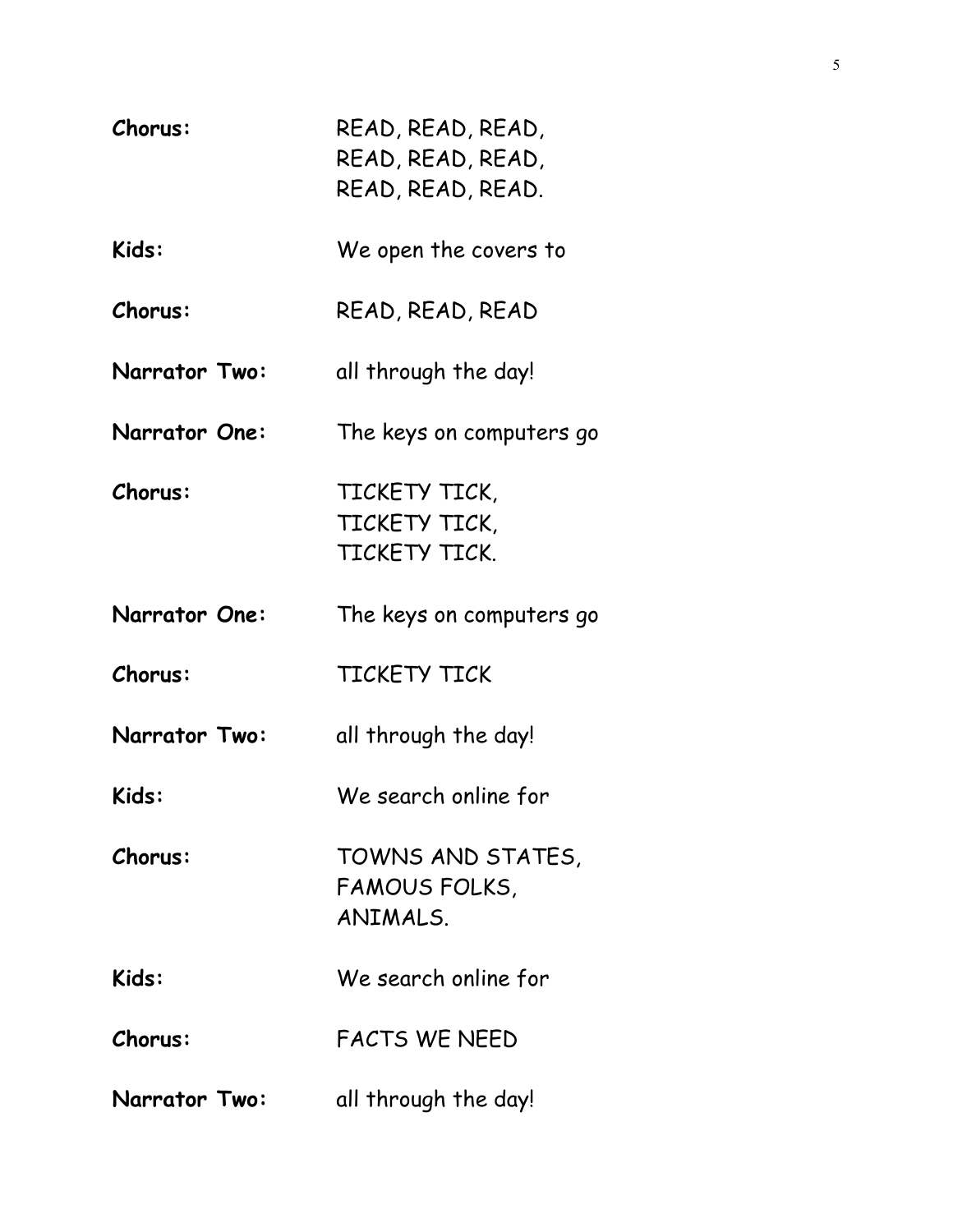**Chorus:** READ, READ, READ,
READ, READ, READ,
READ, READ, READ.

**Kids:** We open the covers to

**Chorus:** READ, READ, READ

**Narrator Two:** all through the day!

**Narrator One:** The keys on computers go

**Chorus:** TICKETY TICK,
TICKETY TICK,
TICKETY TICK.

**Narrator One:** The keys on computers go

**Chorus:** TICKETY TICK

**Narrator Two:** all through the day!

**Kids:** We search online for

**Chorus:** TOWNS AND STATES,
FAMOUS FOLKS,
ANIMALS.

**Kids:** We search online for

**Chorus:** FACTS WE NEED

**Narrator Two:** all through the day!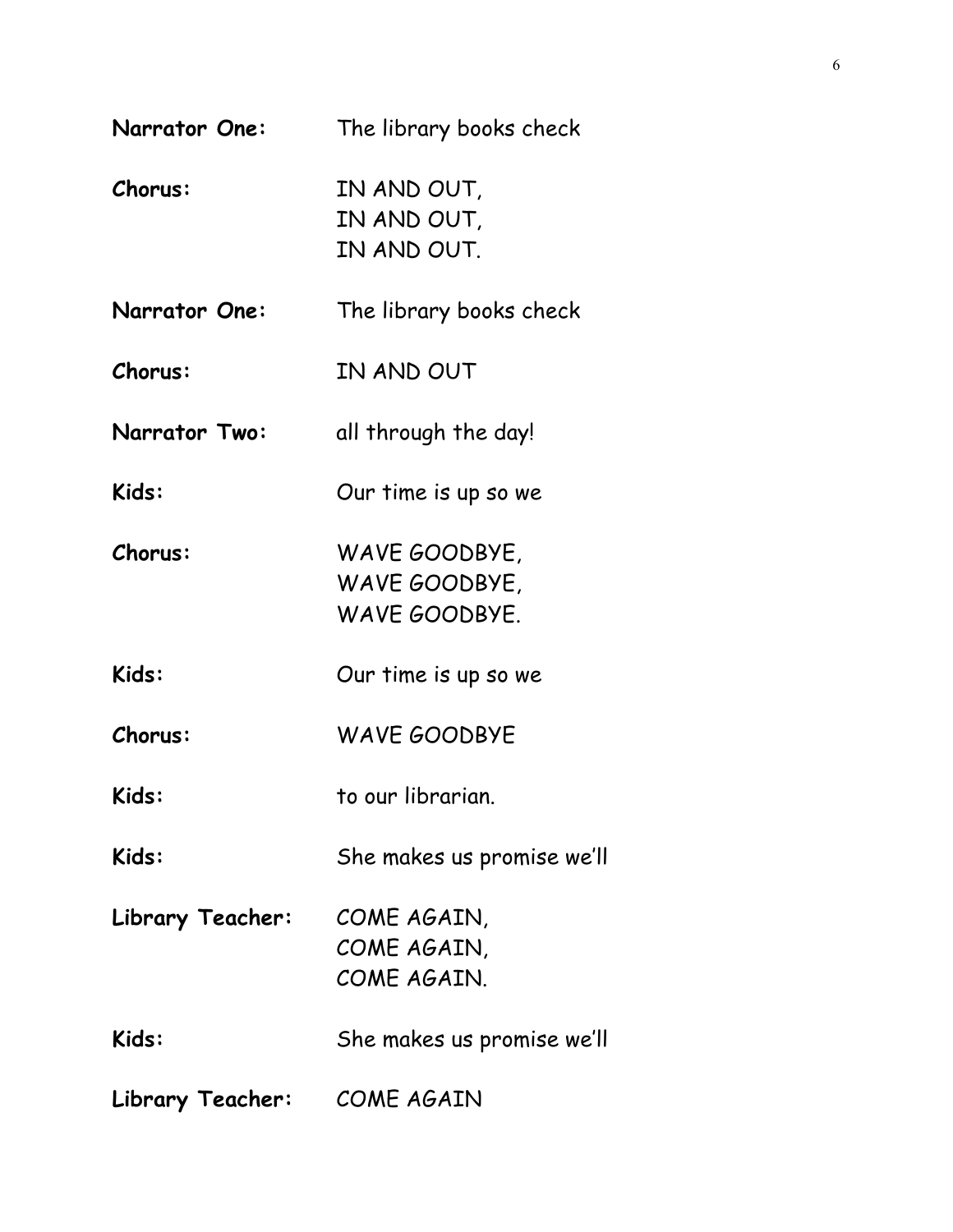**Narrator One:** The library books check

**Chorus:** IN AND OUT,
IN AND OUT,
IN AND OUT.

**Narrator One:** The library books check

**Chorus:** IN AND OUT

**Narrator Two:** all through the day!

**Kids:** Our time is up so we

**Chorus:** WAVE GOODBYE,
WAVE GOODBYE,
WAVE GOODBYE.

**Kids:** Our time is up so we

**Chorus:** WAVE GOODBYE

**Kids:** to our librarian.

**Kids:** She makes us promise we'll

**Library Teacher:** COME AGAIN,
COME AGAIN,
COME AGAIN.

**Kids:** She makes us promise we'll

**Library Teacher:** COME AGAIN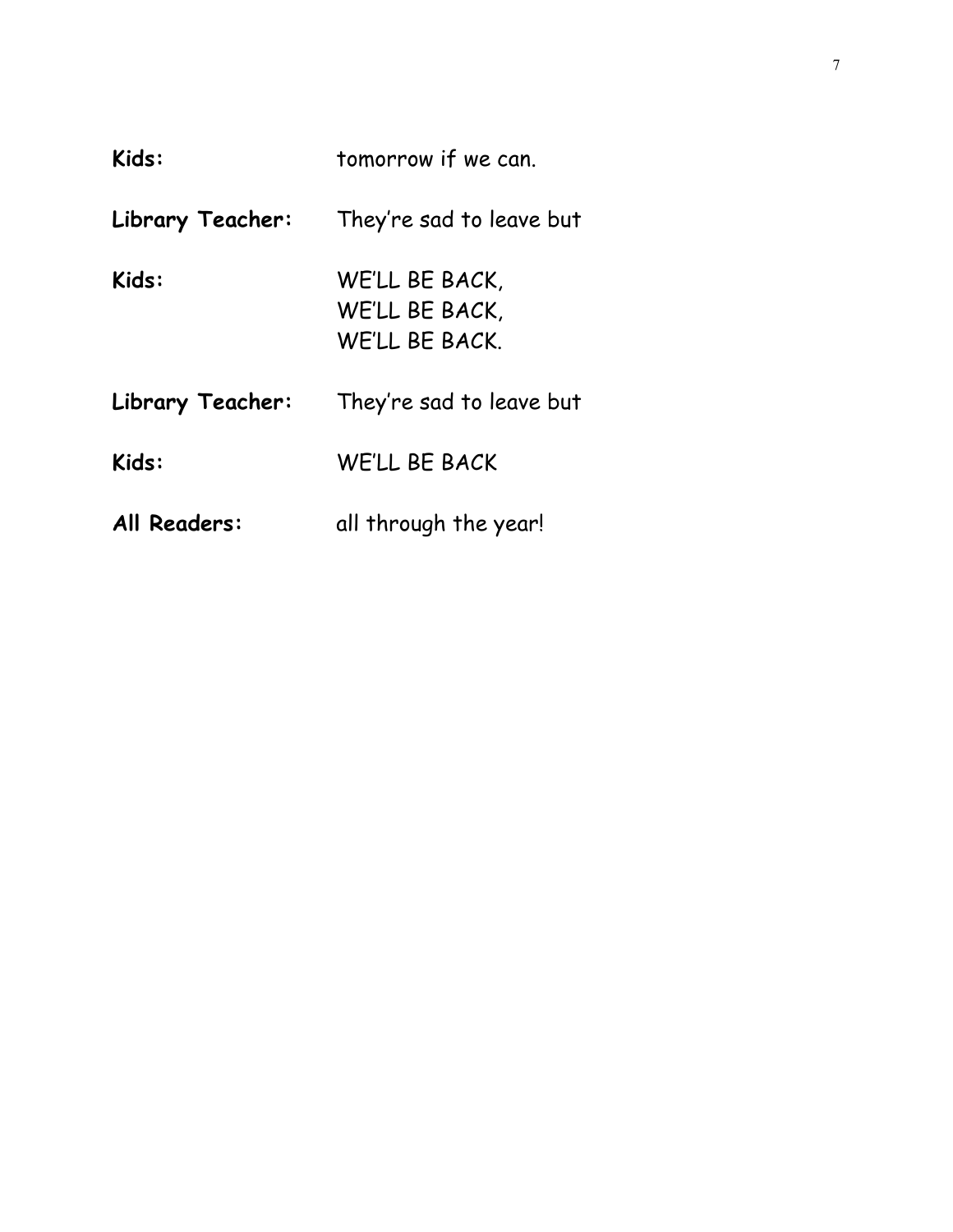**Kids:** tomorrow if we can.

**Library Teacher:** They're sad to leave but

**Kids:** WE'LL BE BACK,
WE'LL BE BACK,
WE'LL BE BACK.

**Library Teacher:** They're sad to leave but

**Kids:** WE'LL BE BACK

**All Readers:** all through the year!